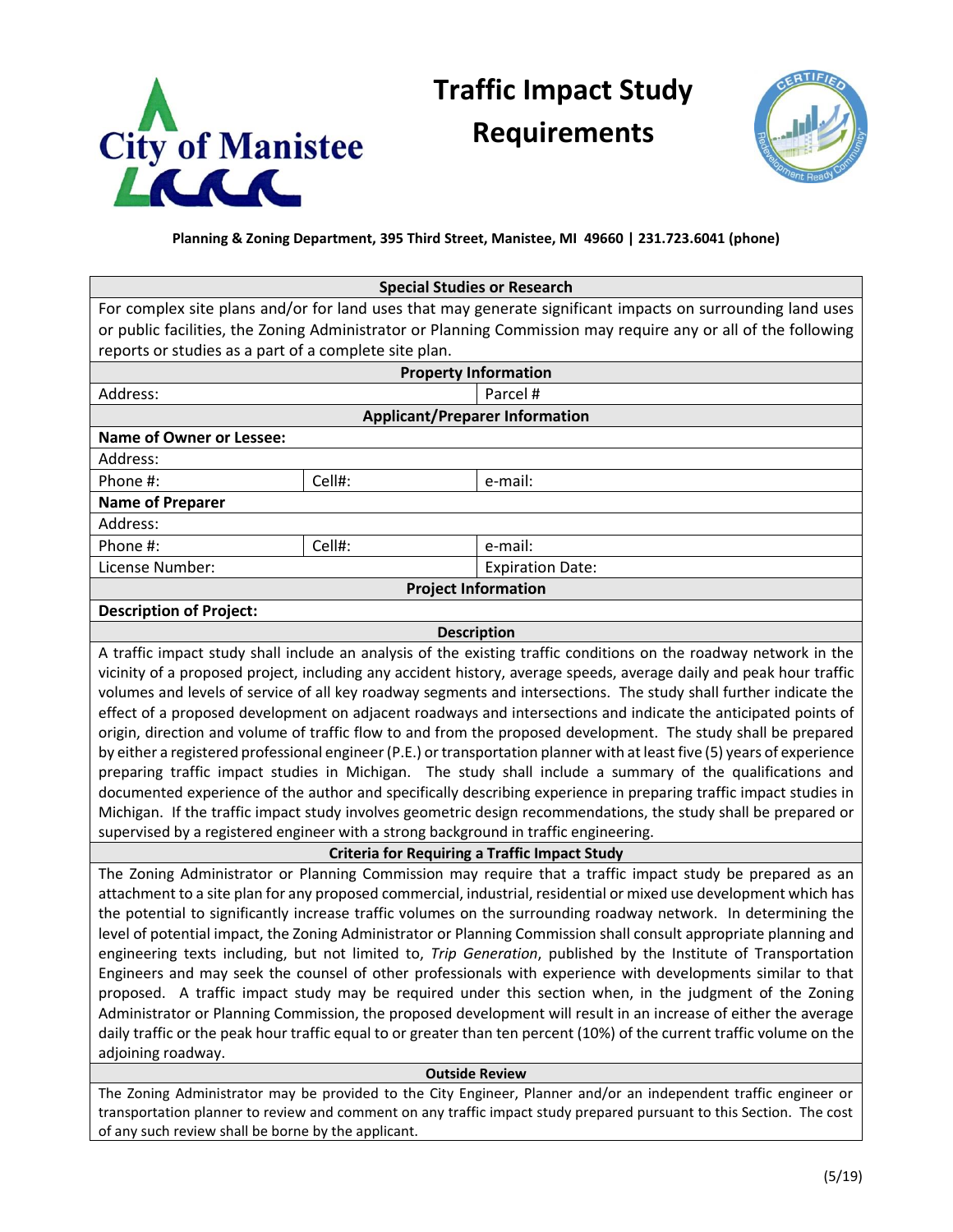# Traffic Impact Study Requirements

City of Manistee

**Planning & Zoning Department, 395 Third Street, Manistee, MI 49660 | 231.723.6041 (phone)**

## Special Studies or Research

For complex site plans and/or for land uses that may generate significant impacts on surrounding land uses or public facilities, the Zoning Administrator or Planning Commission may require any or all of the following reports or studies as a part of a complete site plan.

### Property Information

| Address: | Parcel # |
|---|---|

### Applicant/Preparer Information

| **Name of Owner or Lessee:** | | |
|---|---|---|
| Address: | | |
| Phone #: | Cell#: | e-mail: |
| **Name of Preparer** | | |
| Address: | | |
| Phone #: | Cell#: | e-mail: |
| License Number: | | Expiration Date: |

### Project Information

**Description of Project:**

### Description

A traffic impact study shall include an analysis of the existing traffic conditions on the roadway network in the vicinity of a proposed project, including any accident history, average speeds, average daily and peak hour traffic volumes and levels of service of all key roadway segments and intersections. The study shall further indicate the effect of a proposed development on adjacent roadways and intersections and indicate the anticipated points of origin, direction and volume of traffic flow to and from the proposed development. The study shall be prepared by either a registered professional engineer (P.E.) or transportation planner with at least five (5) years of experience preparing traffic impact studies in Michigan. The study shall include a summary of the qualifications and documented experience of the author and specifically describing experience in preparing traffic impact studies in Michigan. If the traffic impact study involves geometric design recommendations, the study shall be prepared or supervised by a registered engineer with a strong background in traffic engineering.

### Criteria for Requiring a Traffic Impact Study

The Zoning Administrator or Planning Commission may require that a traffic impact study be prepared as an attachment to a site plan for any proposed commercial, industrial, residential or mixed use development which has the potential to significantly increase traffic volumes on the surrounding roadway network. In determining the level of potential impact, the Zoning Administrator or Planning Commission shall consult appropriate planning and engineering texts including, but not limited to, *Trip Generation*, published by the Institute of Transportation Engineers and may seek the counsel of other professionals with experience with developments similar to that proposed. A traffic impact study may be required under this section when, in the judgment of the Zoning Administrator or Planning Commission, the proposed development will result in an increase of either the average daily traffic or the peak hour traffic equal to or greater than ten percent (10%) of the current traffic volume on the adjoining roadway.

### Outside Review

The Zoning Administrator may be provided to the City Engineer, Planner and/or an independent traffic engineer or transportation planner to review and comment on any traffic impact study prepared pursuant to this Section. The cost of any such review shall be borne by the applicant.

(5/19)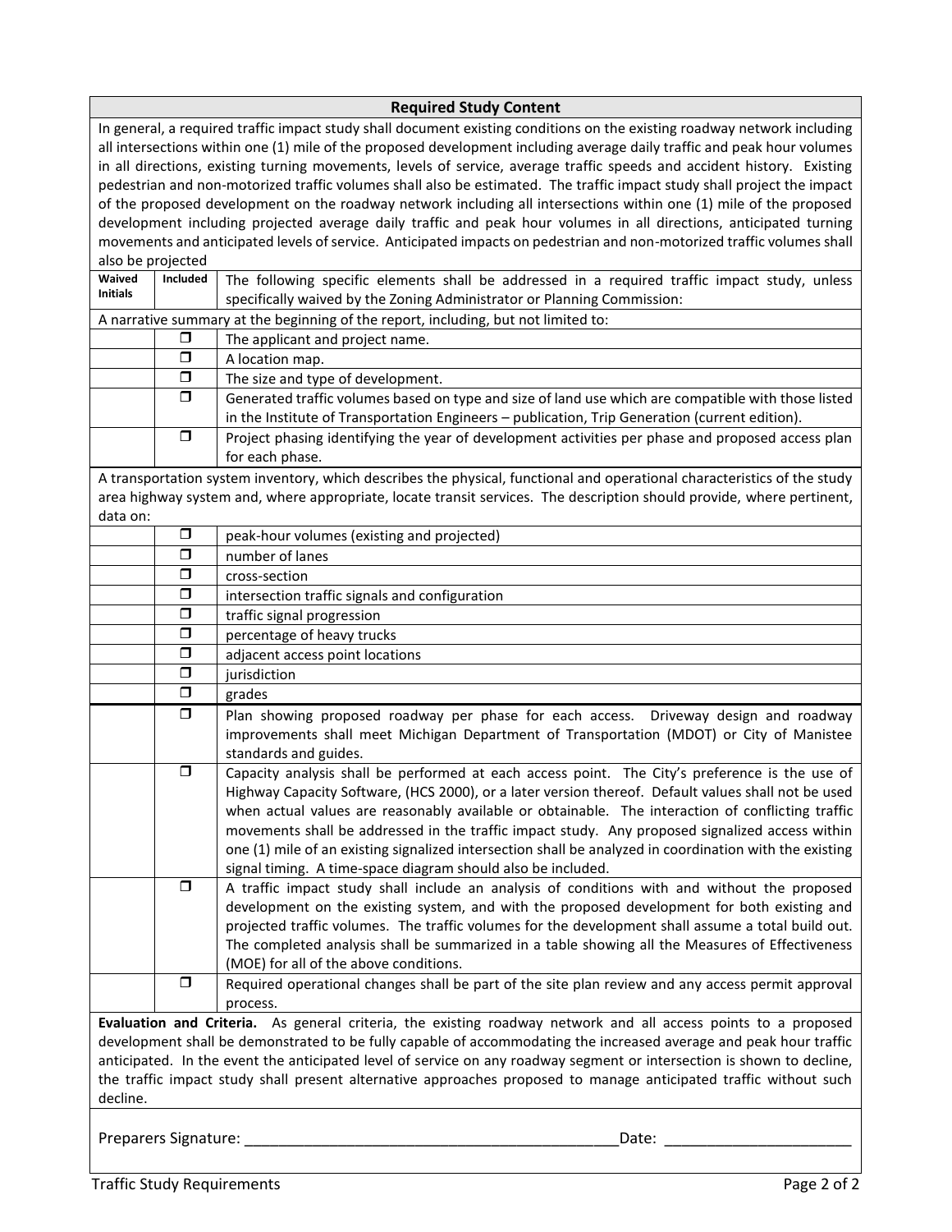## Required Study Content

In general, a required traffic impact study shall document existing conditions on the existing roadway network including all intersections within one (1) mile of the proposed development including average daily traffic and peak hour volumes in all directions, existing turning movements, levels of service, average traffic speeds and accident history. Existing pedestrian and non-motorized traffic volumes shall also be estimated. The traffic impact study shall project the impact of the proposed development on the roadway network including all intersections within one (1) mile of the proposed development including projected average daily traffic and peak hour volumes in all directions, anticipated turning movements and anticipated levels of service. Anticipated impacts on pedestrian and non-motorized traffic volumes shall also be projected

| Waived Initials | Included | The following specific elements shall be addressed in a required traffic impact study, unless specifically waived by the Zoning Administrator or Planning Commission: |
|---|---|---|
| A narrative summary at the beginning of the report, including, but not limited to: | | |
| | ❒ | The applicant and project name. |
| | ❒ | A location map. |
| | ❒ | The size and type of development. |
| | ❒ | Generated traffic volumes based on type and size of land use which are compatible with those listed in the Institute of Transportation Engineers – publication, Trip Generation (current edition). |
| | ❒ | Project phasing identifying the year of development activities per phase and proposed access plan for each phase. |
| A transportation system inventory, which describes the physical, functional and operational characteristics of the study area highway system and, where appropriate, locate transit services. The description should provide, where pertinent, data on: | | |
| | ❒ | peak-hour volumes (existing and projected) |
| | ❒ | number of lanes |
| | ❒ | cross-section |
| | ❒ | intersection traffic signals and configuration |
| | ❒ | traffic signal progression |
| | ❒ | percentage of heavy trucks |
| | ❒ | adjacent access point locations |
| | ❒ | jurisdiction |
| | ❒ | grades |
| | ❒ | Plan showing proposed roadway per phase for each access. Driveway design and roadway improvements shall meet Michigan Department of Transportation (MDOT) or City of Manistee standards and guides. |
| | ❒ | Capacity analysis shall be performed at each access point. The City's preference is the use of Highway Capacity Software, (HCS 2000), or a later version thereof. Default values shall not be used when actual values are reasonably available or obtainable. The interaction of conflicting traffic movements shall be addressed in the traffic impact study. Any proposed signalized access within one (1) mile of an existing signalized intersection shall be analyzed in coordination with the existing signal timing. A time-space diagram should also be included. |
| | ❒ | A traffic impact study shall include an analysis of conditions with and without the proposed development on the existing system, and with the proposed development for both existing and projected traffic volumes. The traffic volumes for the development shall assume a total build out. The completed analysis shall be summarized in a table showing all the Measures of Effectiveness (MOE) for all of the above conditions. |
| | ❒ | Required operational changes shall be part of the site plan review and any access permit approval process. |

**Evaluation and Criteria.** As general criteria, the existing roadway network and all access points to a proposed development shall be demonstrated to be fully capable of accommodating the increased average and peak hour traffic anticipated. In the event the anticipated level of service on any roadway segment or intersection is shown to decline, the traffic impact study shall present alternative approaches proposed to manage anticipated traffic without such decline.

Preparers Signature: ____________________________________________ Date: ______________________